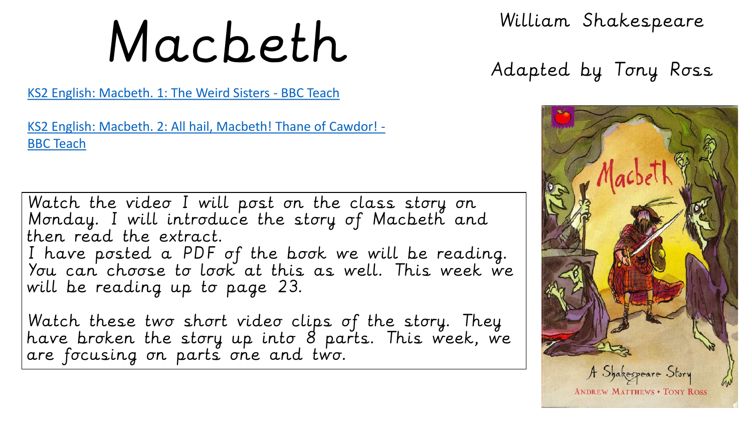# Macbeth

William Shakespeare

Adapted by Tony Ross

[KS2 English: Macbeth. 1: The Weird Sisters - BBC Teach]

[KS2 English: Macbeth. 2: All hail, Macbeth! Thane of Cawdor! - BBC Teach]

Watch the video I will post on the class story on Monday. I will introduce the story of Macbeth and then read the extract.
I have posted a PDF of the book we will be reading. You can choose to look at this as well. This week we will be reading up to page 23.

Watch these two short video clips of the story. They have broken the story up into 8 parts. This week, we are focusing on parts one and two.

Macbeth

A Shakespeare Story

ANDREW MATTHEWS • TONY ROSS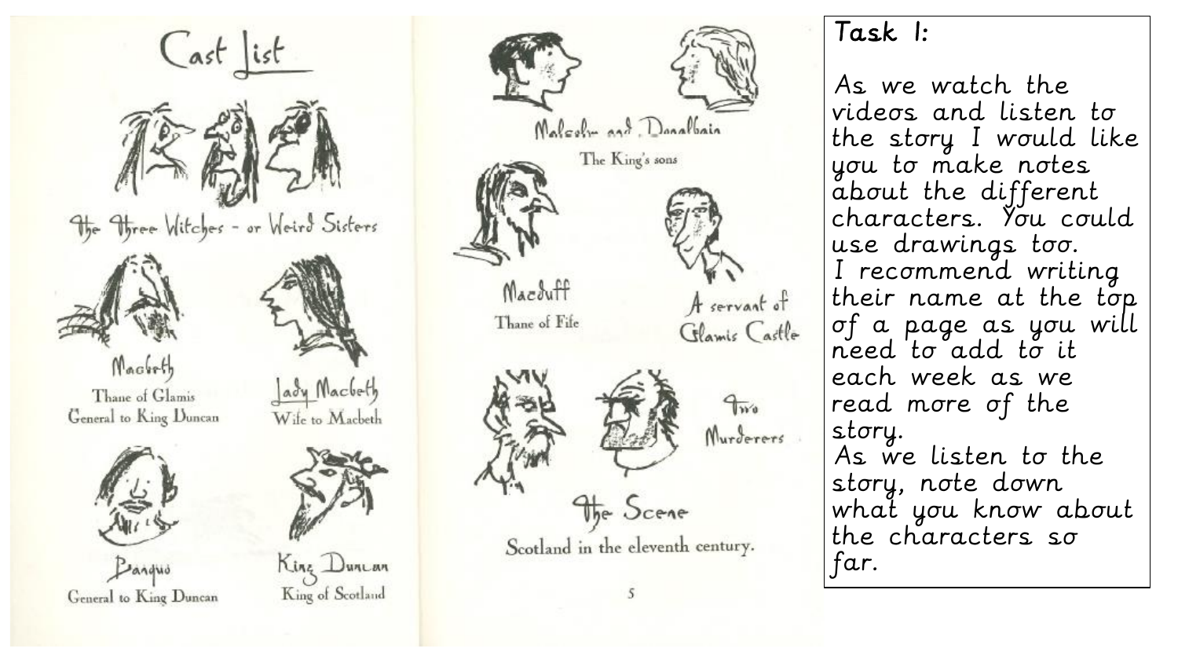# Cast List

**The Three Witches – or Weird Sisters**

**Macbeth**
Thane of Glamis
General to King Duncan

**Lady Macbeth**
Wife to Macbeth

**Banquo**
General to King Duncan

**King Duncan**
King of Scotland

**Malcolm and Donalbain**
The King's sons

**Macduff**
Thane of Fife

**A servant of Glamis Castle**

**Two Murderers**

**The Scene**
Scotland in the eleventh century.

## Task 1:

As we watch the videos and listen to the story I would like you to make notes about the different characters. You could use drawings too.
I recommend writing their name at the top of a page as you will need to add to it each week as we read more of the story.
As we listen to the story, note down what you know about the characters so far.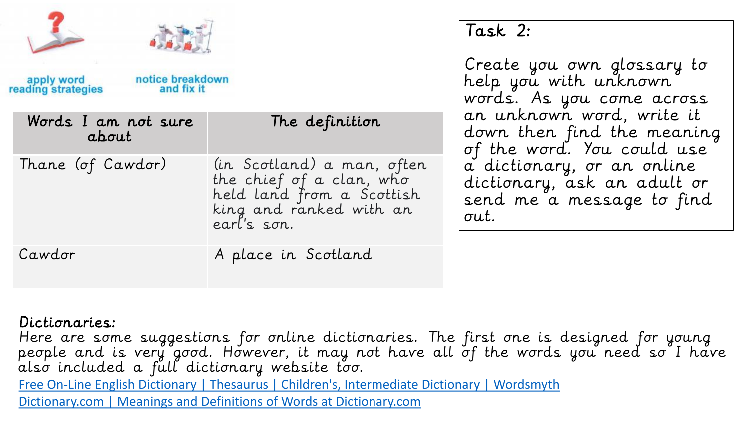apply word reading strategies

notice breakdown and fix it

| Words I am not sure about | The definition |
|---|---|
| Thane (of Cawdor) | (in Scotland) a man, often the chief of a clan, who held land from a Scottish king and ranked with an earl's son. |
| Cawdor | A place in Scotland |

## Task 2:

Create you own glossary to help you with unknown words. As you come across an unknown word, write it down then find the meaning of the word. You could use a dictionary, or an online dictionary, ask an adult or send me a message to find out.

**Dictionaries:**

Here are some suggestions for online dictionaries. The first one is designed for young people and is very good. However, it may not have all of the words you need so I have also included a full dictionary website too.

Free On-Line English Dictionary | Thesaurus | Children's, Intermediate Dictionary | Wordsmyth

Dictionary.com | Meanings and Definitions of Words at Dictionary.com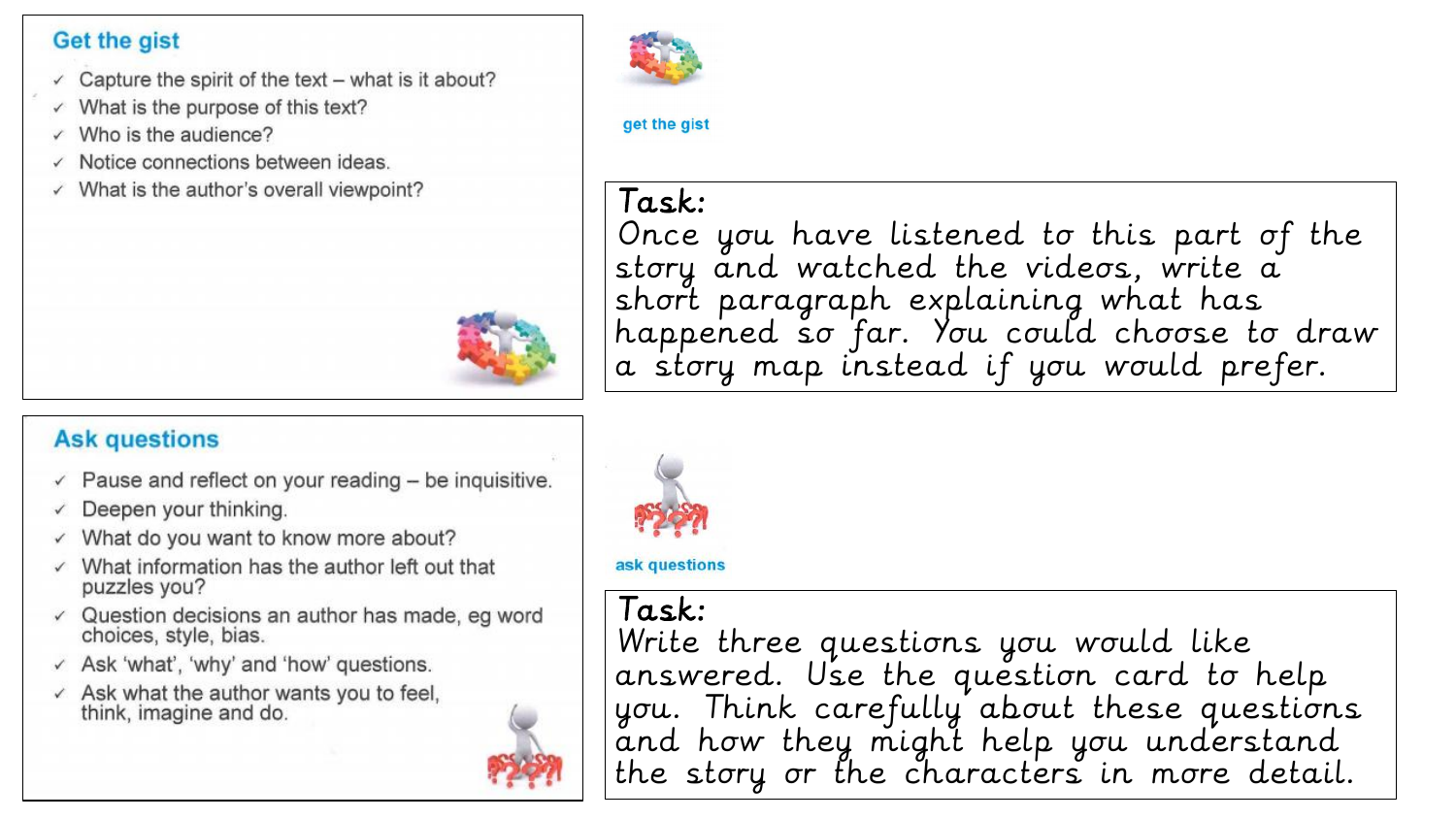## Get the gist

- Capture the spirit of the text – what is it about?
- What is the purpose of this text?
- Who is the audience?
- Notice connections between ideas.
- What is the author's overall viewpoint?

get the gist

**Task:**
Once you have listened to this part of the story and watched the videos, write a short paragraph explaining what has happened so far. You could choose to draw a story map instead if you would prefer.

## Ask questions

- Pause and reflect on your reading – be inquisitive.
- Deepen your thinking.
- What do you want to know more about?
- What information has the author left out that puzzles you?
- Question decisions an author has made, eg word choices, style, bias.
- Ask 'what', 'why' and 'how' questions.
- Ask what the author wants you to feel, think, imagine and do.

ask questions

**Task:**
Write three questions you would like answered. Use the question card to help you. Think carefully about these questions and how they might help you understand the story or the characters in more detail.